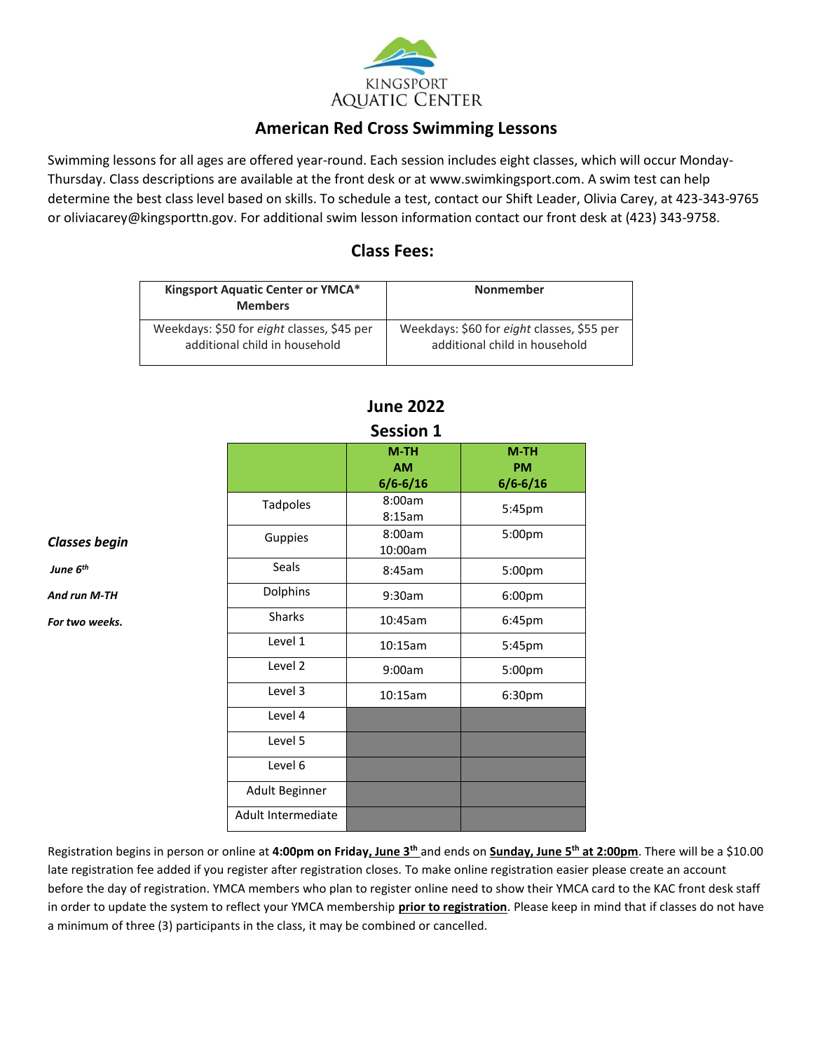KINGSPORT AQUATIC CENTER

## American Red Cross Swimming Lessons

Swimming lessons for all ages are offered year-round. Each session includes eight classes, which will occur Monday-Thursday. Class descriptions are available at the front desk or at www.swimkingsport.com. A swim test can help determine the best class level based on skills. To schedule a test, contact our Shift Leader, Olivia Carey, at 423-343-9765 or oliviacarey@kingsporttn.gov. For additional swim lesson information contact our front desk at (423) 343-9758.

### Class Fees:

| Kingsport Aquatic Center or YMCA* Members | Nonmember |
|---|---|
| Weekdays: $50 for *eight* classes, $45 per additional child in household | Weekdays: $60 for *eight* classes, $55 per additional child in household |

### June 2022
### Session 1

***Classes begin***

***June 6th***

***And run M-TH***

***For two weeks.***

| | **M-TH AM 6/6-6/16** | **M-TH PM 6/6-6/16** |
|---|---|---|
| Tadpoles | 8:00am 8:15am | 5:45pm |
| Guppies | 8:00am 10:00am | 5:00pm |
| Seals | 8:45am | 5:00pm |
| Dolphins | 9:30am | 6:00pm |
| Sharks | 10:45am | 6:45pm |
| Level 1 | 10:15am | 5:45pm |
| Level 2 | 9:00am | 5:00pm |
| Level 3 | 10:15am | 6:30pm |
| Level 4 | | |
| Level 5 | | |
| Level 6 | | |
| Adult Beginner | | |
| Adult Intermediate | | |

Registration begins in person or online at **4:00pm on Friday, June 3rd** and ends on **Sunday, June 5th at 2:00pm**. There will be a $10.00 late registration fee added if you register after registration closes. To make online registration easier please create an account before the day of registration. YMCA members who plan to register online need to show their YMCA card to the KAC front desk staff in order to update the system to reflect your YMCA membership **prior to registration**. Please keep in mind that if classes do not have a minimum of three (3) participants in the class, it may be combined or cancelled.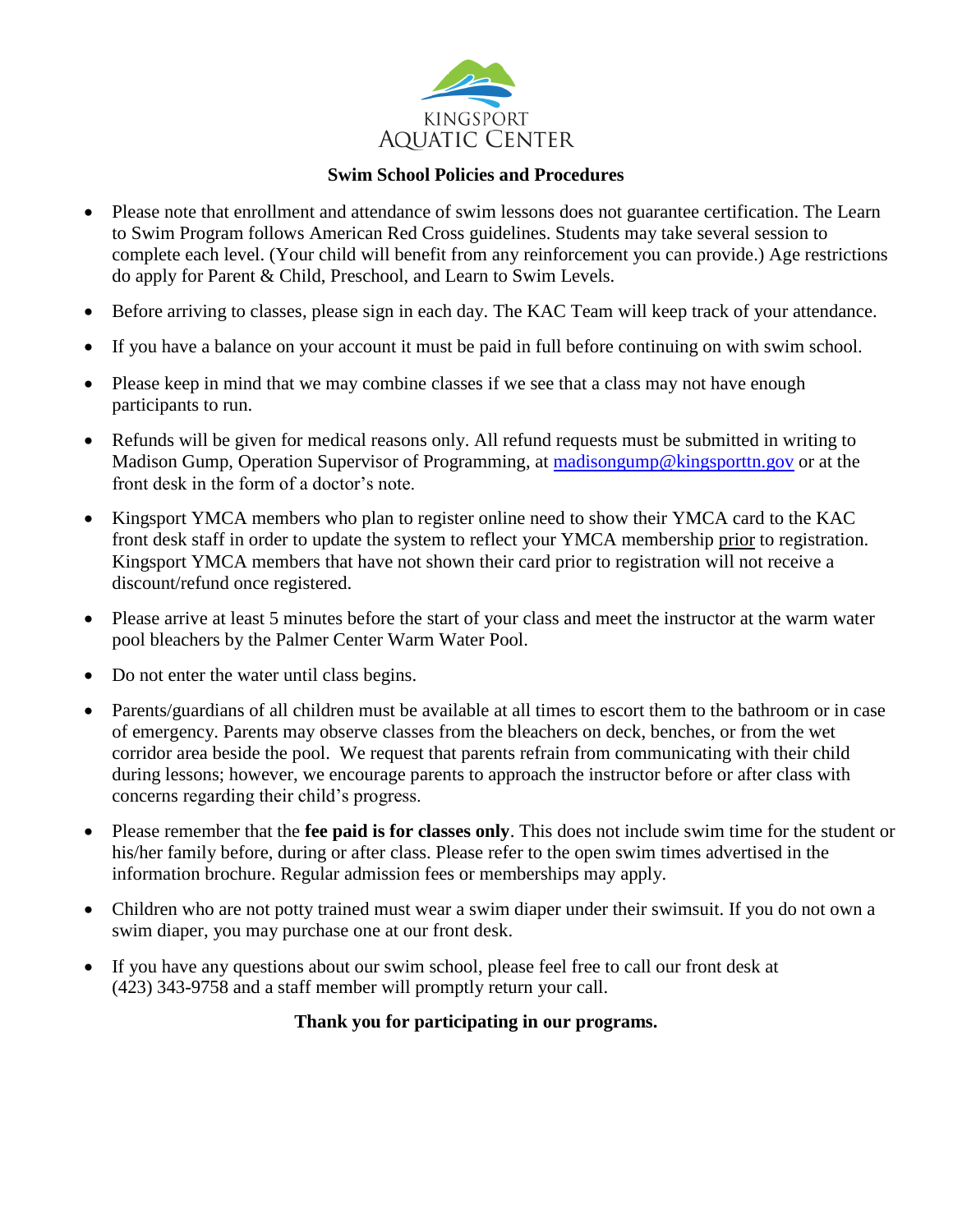KINGSPORT AQUATIC CENTER

**Swim School Policies and Procedures**

- Please note that enrollment and attendance of swim lessons does not guarantee certification. The Learn to Swim Program follows American Red Cross guidelines. Students may take several session to complete each level. (Your child will benefit from any reinforcement you can provide.) Age restrictions do apply for Parent & Child, Preschool, and Learn to Swim Levels.
- Before arriving to classes, please sign in each day. The KAC Team will keep track of your attendance.
- If you have a balance on your account it must be paid in full before continuing on with swim school.
- Please keep in mind that we may combine classes if we see that a class may not have enough participants to run.
- Refunds will be given for medical reasons only. All refund requests must be submitted in writing to Madison Gump, Operation Supervisor of Programming, at madisongump@kingsporttn.gov or at the front desk in the form of a doctor's note.
- Kingsport YMCA members who plan to register online need to show their YMCA card to the KAC front desk staff in order to update the system to reflect your YMCA membership prior to registration. Kingsport YMCA members that have not shown their card prior to registration will not receive a discount/refund once registered.
- Please arrive at least 5 minutes before the start of your class and meet the instructor at the warm water pool bleachers by the Palmer Center Warm Water Pool.
- Do not enter the water until class begins.
- Parents/guardians of all children must be available at all times to escort them to the bathroom or in case of emergency. Parents may observe classes from the bleachers on deck, benches, or from the wet corridor area beside the pool. We request that parents refrain from communicating with their child during lessons; however, we encourage parents to approach the instructor before or after class with concerns regarding their child's progress.
- Please remember that the **fee paid is for classes only**. This does not include swim time for the student or his/her family before, during or after class. Please refer to the open swim times advertised in the information brochure. Regular admission fees or memberships may apply.
- Children who are not potty trained must wear a swim diaper under their swimsuit. If you do not own a swim diaper, you may purchase one at our front desk.
- If you have any questions about our swim school, please feel free to call our front desk at (423) 343-9758 and a staff member will promptly return your call.

**Thank you for participating in our programs.**